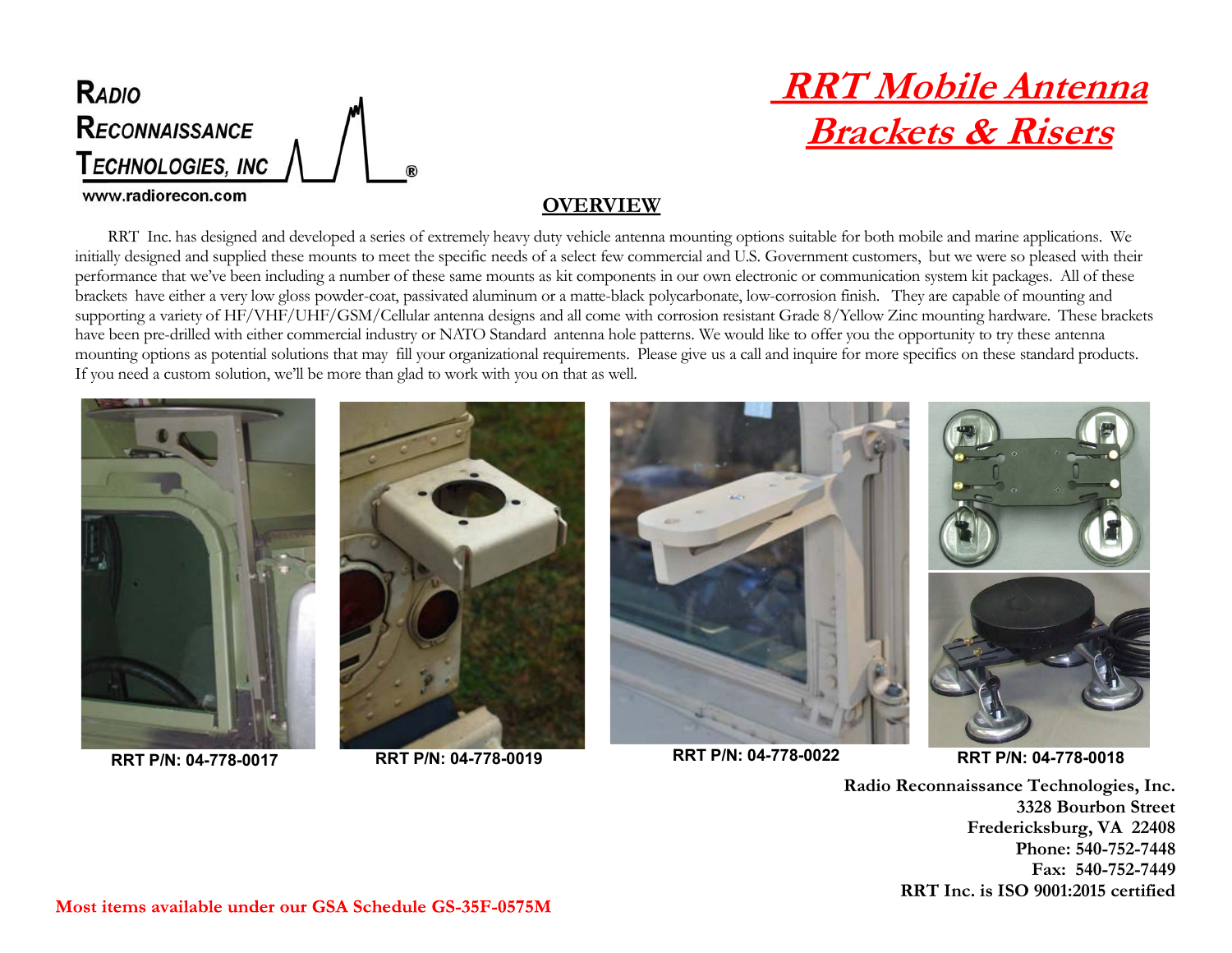RADIO RECONNAISSANCE TECHNOLOGIES, INC®

www.radiorecon.com

# RRT Mobile Antenna Brackets & Risers

## OVERVIEW

RRT Inc. has designed and developed a series of extremely heavy duty vehicle antenna mounting options suitable for both mobile and marine applications. We initially designed and supplied these mounts to meet the specific needs of a select few commercial and U.S. Government customers, but we were so pleased with their performance that we've been including a number of these same mounts as kit components in our own electronic or communication system kit packages. All of these brackets have either a very low gloss powder-coat, passivated aluminum or a matte-black polycarbonate, low-corrosion finish. They are capable of mounting and supporting a variety of HF/VHF/UHF/GSM/Cellular antenna designs and all come with corrosion resistant Grade 8/Yellow Zinc mounting hardware. These brackets have been pre-drilled with either commercial industry or NATO Standard antenna hole patterns. We would like to offer you the opportunity to try these antenna mounting options as potential solutions that may fill your organizational requirements. Please give us a call and inquire for more specifics on these standard products. If you need a custom solution, we'll be more than glad to work with you on that as well.

**RRT P/N: 04-778-0017**

**RRT P/N: 04-778-0019**

**RRT P/N: 04-778-0022**

**RRT P/N: 04-778-0018**

**Radio Reconnaissance Technologies, Inc.**
**3328 Bourbon Street**
**Fredericksburg, VA 22408**
**Phone: 540-752-7448**
**Fax: 540-752-7449**
**RRT Inc. is ISO 9001:2015 certified**

**Most items available under our GSA Schedule GS-35F-0575M**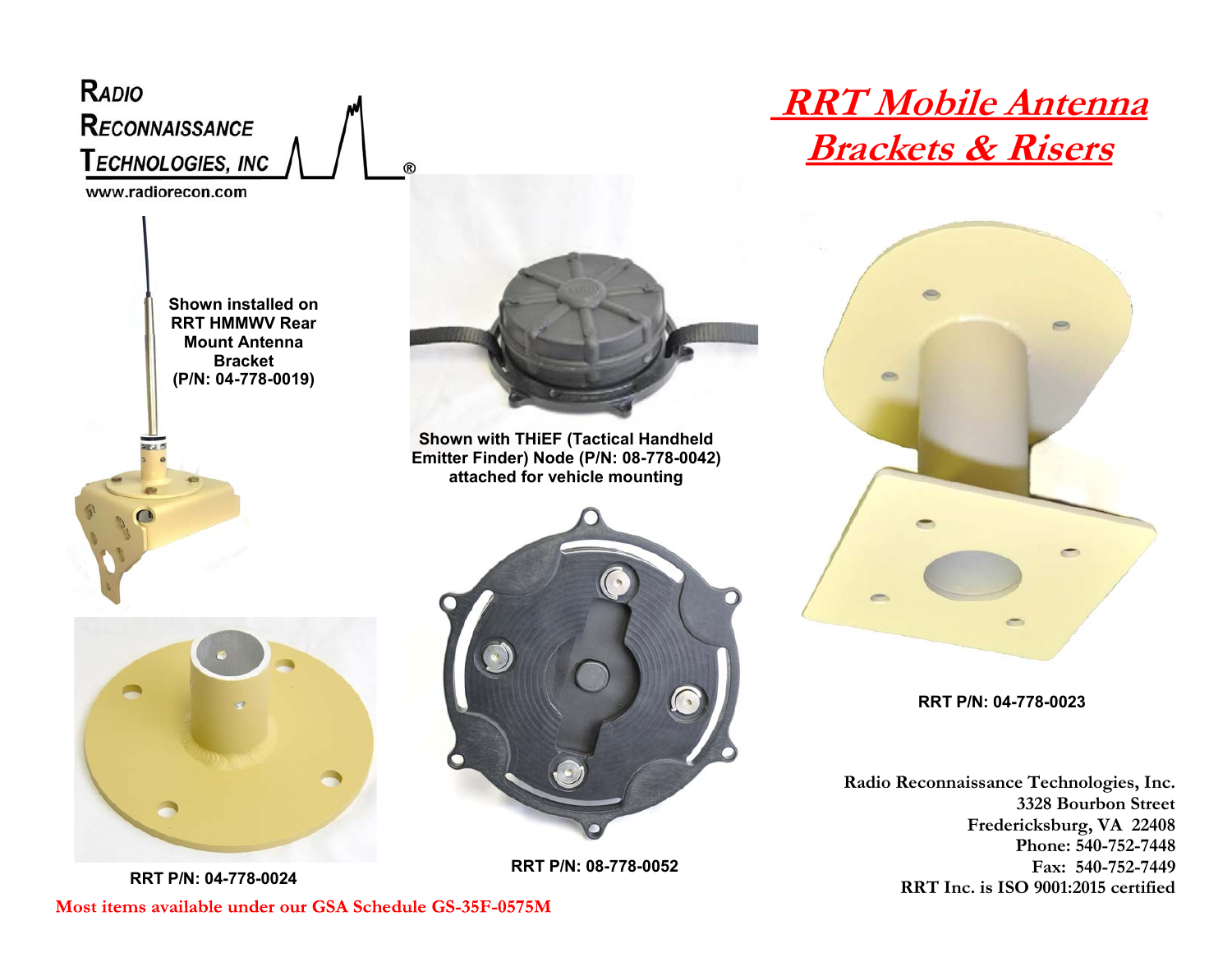RADIO RECONNAISSANCE TECHNOLOGIES, INC®

www.radiorecon.com

# *RRT Mobile Antenna Brackets & Risers*

**Shown installed on RRT HMMWV Rear Mount Antenna Bracket (P/N: 04-778-0019)**

**Shown with THiEF (Tactical Handheld Emitter Finder) Node (P/N: 08-778-0042) attached for vehicle mounting**

**RRT P/N: 04-778-0023**

**RRT P/N: 04-778-0024**

**RRT P/N: 08-778-0052**

**Radio Reconnaissance Technologies, Inc.**
**3328 Bourbon Street**
**Fredericksburg, VA 22408**
**Phone: 540-752-7448**
**Fax: 540-752-7449**
**RRT Inc. is ISO 9001:2015 certified**

**Most items available under our GSA Schedule GS-35F-0575M**